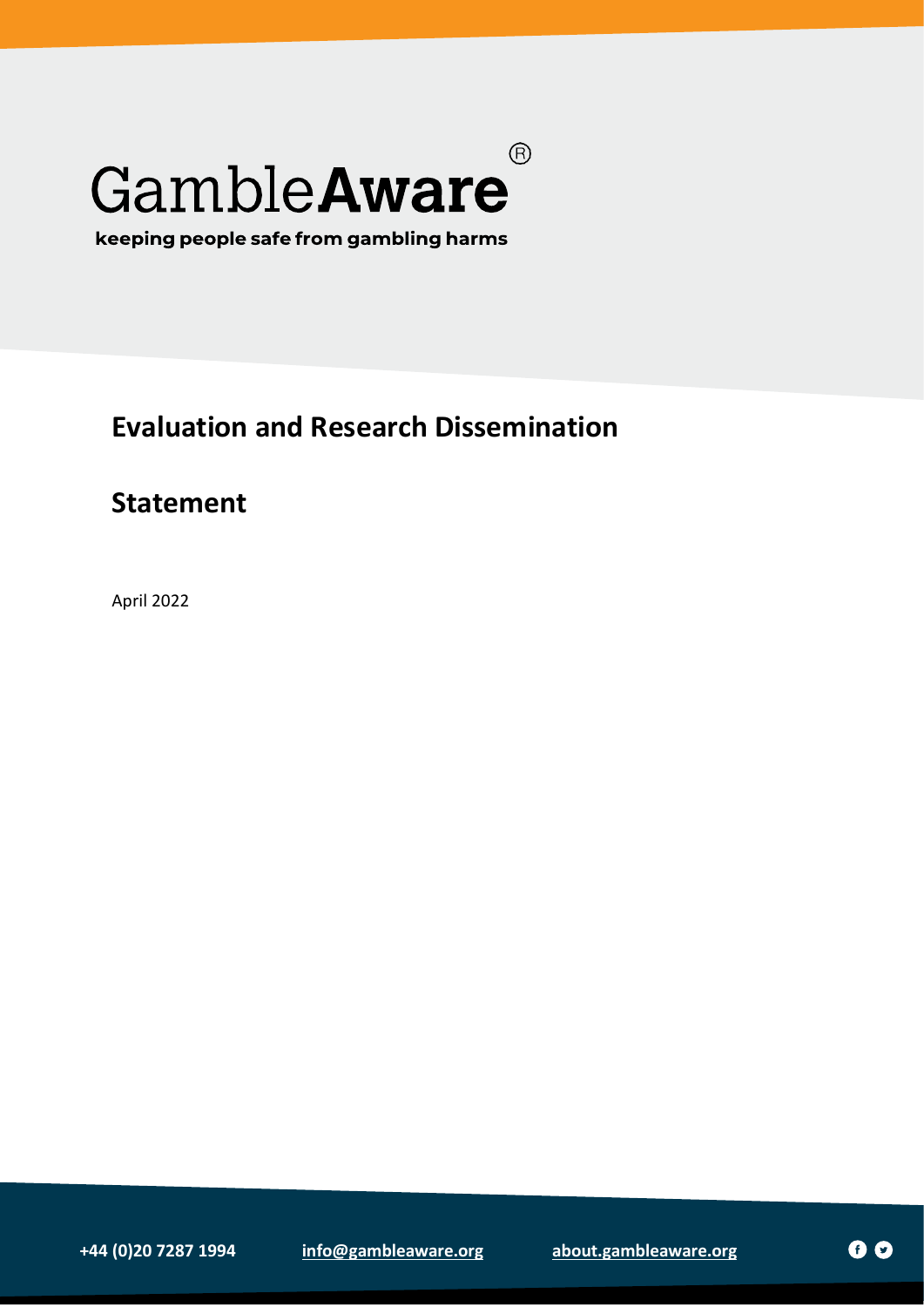GambleAware®

keeping people safe from gambling harms

# Evaluation and Research Dissemination

# Statement

April 2022

+44 (0)20 7287 1994 info@gambleaware.org about.gambleaware.org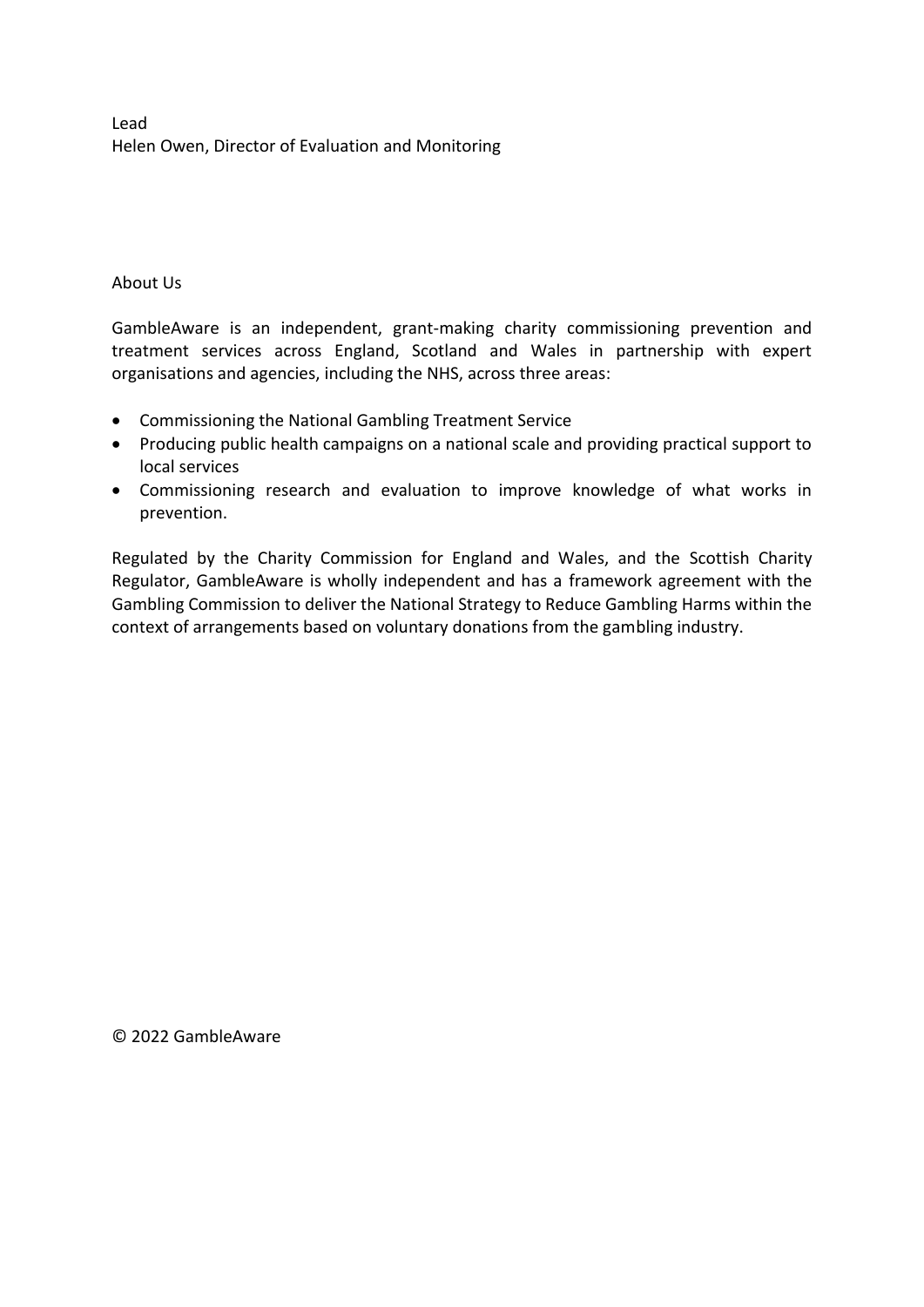Lead
Helen Owen, Director of Evaluation and Monitoring

## About Us

GambleAware is an independent, grant-making charity commissioning prevention and treatment services across England, Scotland and Wales in partnership with expert organisations and agencies, including the NHS, across three areas:

- Commissioning the National Gambling Treatment Service
- Producing public health campaigns on a national scale and providing practical support to local services
- Commissioning research and evaluation to improve knowledge of what works in prevention.

Regulated by the Charity Commission for England and Wales, and the Scottish Charity Regulator, GambleAware is wholly independent and has a framework agreement with the Gambling Commission to deliver the National Strategy to Reduce Gambling Harms within the context of arrangements based on voluntary donations from the gambling industry.

© 2022 GambleAware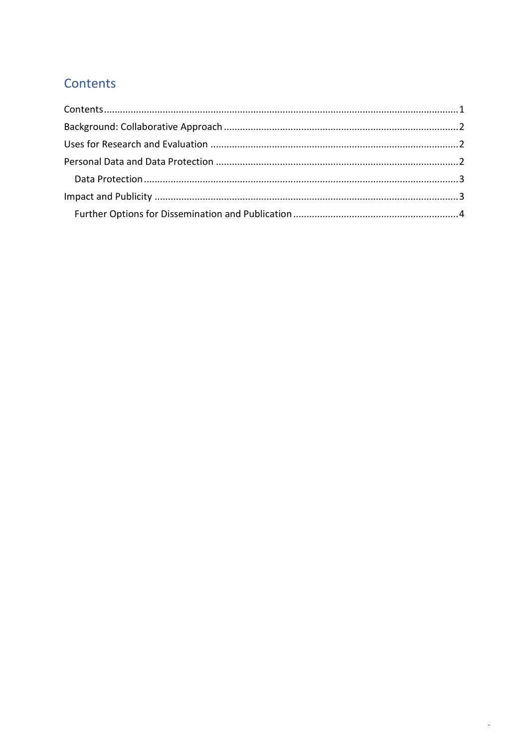## Contents

Contents ........................................................................................................................ 1
Background: Collaborative Approach ........................................................................... 2
Uses for Research and Evaluation ................................................................................ 2
Personal Data and Data Protection .............................................................................. 2
  Data Protection ......................................................................................................... 3
Impact and Publicity ..................................................................................................... 3
  Further Options for Dissemination and Publication ................................................. 4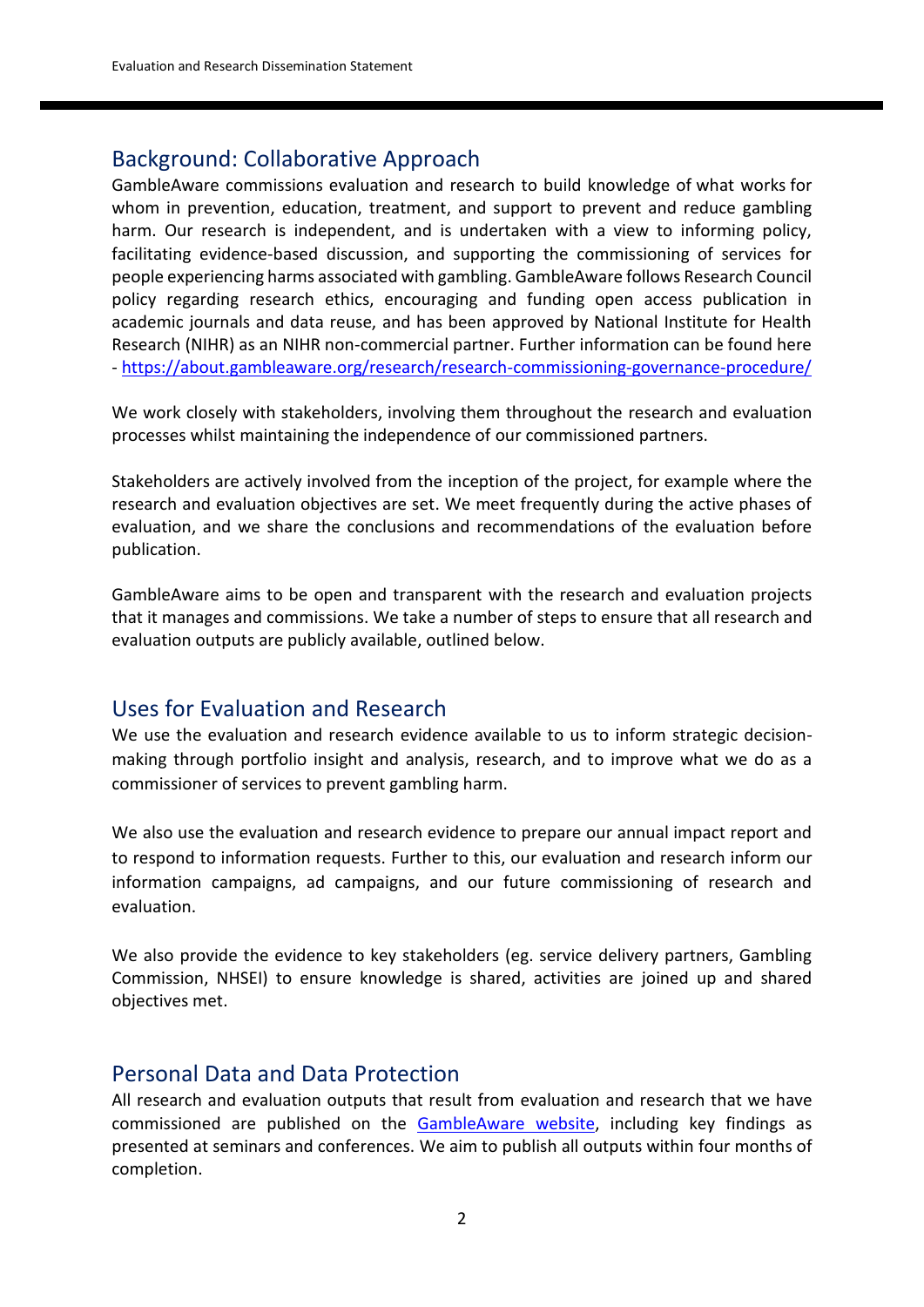## Background: Collaborative Approach

GambleAware commissions evaluation and research to build knowledge of what works for whom in prevention, education, treatment, and support to prevent and reduce gambling harm. Our research is independent, and is undertaken with a view to informing policy, facilitating evidence-based discussion, and supporting the commissioning of services for people experiencing harms associated with gambling. GambleAware follows Research Council policy regarding research ethics, encouraging and funding open access publication in academic journals and data reuse, and has been approved by National Institute for Health Research (NIHR) as an NIHR non-commercial partner. Further information can be found here - [https://about.gambleaware.org/research/research-commissioning-governance-procedure/](https://about.gambleaware.org/research/research-commissioning-governance-procedure/)

We work closely with stakeholders, involving them throughout the research and evaluation processes whilst maintaining the independence of our commissioned partners.

Stakeholders are actively involved from the inception of the project, for example where the research and evaluation objectives are set. We meet frequently during the active phases of evaluation, and we share the conclusions and recommendations of the evaluation before publication.

GambleAware aims to be open and transparent with the research and evaluation projects that it manages and commissions. We take a number of steps to ensure that all research and evaluation outputs are publicly available, outlined below.

## Uses for Evaluation and Research

We use the evaluation and research evidence available to us to inform strategic decision-making through portfolio insight and analysis, research, and to improve what we do as a commissioner of services to prevent gambling harm.

We also use the evaluation and research evidence to prepare our annual impact report and to respond to information requests. Further to this, our evaluation and research inform our information campaigns, ad campaigns, and our future commissioning of research and evaluation.

We also provide the evidence to key stakeholders (eg. service delivery partners, Gambling Commission, NHSEI) to ensure knowledge is shared, activities are joined up and shared objectives met.

## Personal Data and Data Protection

All research and evaluation outputs that result from evaluation and research that we have commissioned are published on the GambleAware website, including key findings as presented at seminars and conferences. We aim to publish all outputs within four months of completion.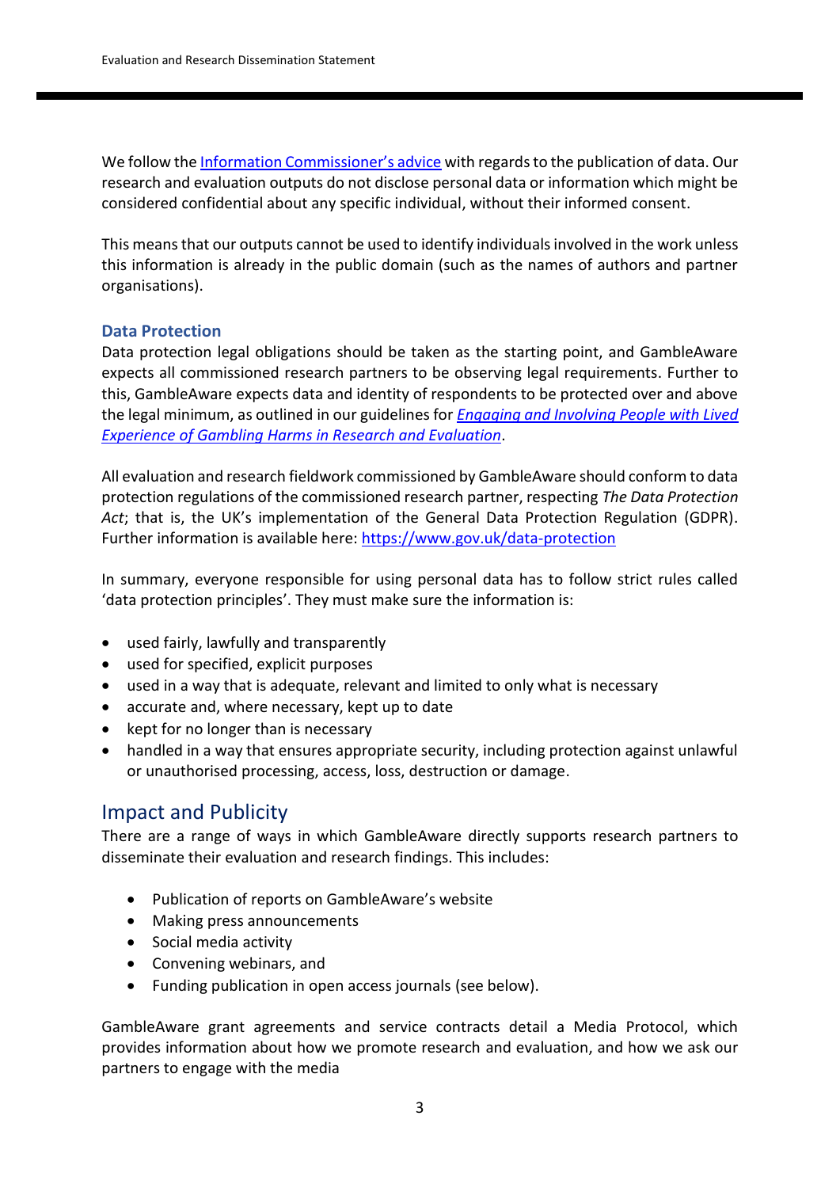We follow the [Information Commissioner's advice](#) with regards to the publication of data. Our research and evaluation outputs do not disclose personal data or information which might be considered confidential about any specific individual, without their informed consent.

This means that our outputs cannot be used to identify individuals involved in the work unless this information is already in the public domain (such as the names of authors and partner organisations).

### Data Protection

Data protection legal obligations should be taken as the starting point, and GambleAware expects all commissioned research partners to be observing legal requirements. Further to this, GambleAware expects data and identity of respondents to be protected over and above the legal minimum, as outlined in our guidelines for *[Engaging and Involving People with Lived Experience of Gambling Harms in Research and Evaluation](#)*.

All evaluation and research fieldwork commissioned by GambleAware should conform to data protection regulations of the commissioned research partner, respecting *The Data Protection Act*; that is, the UK's implementation of the General Data Protection Regulation (GDPR). Further information is available here: https://www.gov.uk/data-protection

In summary, everyone responsible for using personal data has to follow strict rules called 'data protection principles'. They must make sure the information is:

- used fairly, lawfully and transparently
- used for specified, explicit purposes
- used in a way that is adequate, relevant and limited to only what is necessary
- accurate and, where necessary, kept up to date
- kept for no longer than is necessary
- handled in a way that ensures appropriate security, including protection against unlawful or unauthorised processing, access, loss, destruction or damage.

## Impact and Publicity

There are a range of ways in which GambleAware directly supports research partners to disseminate their evaluation and research findings. This includes:

- Publication of reports on GambleAware's website
- Making press announcements
- Social media activity
- Convening webinars, and
- Funding publication in open access journals (see below).

GambleAware grant agreements and service contracts detail a Media Protocol, which provides information about how we promote research and evaluation, and how we ask our partners to engage with the media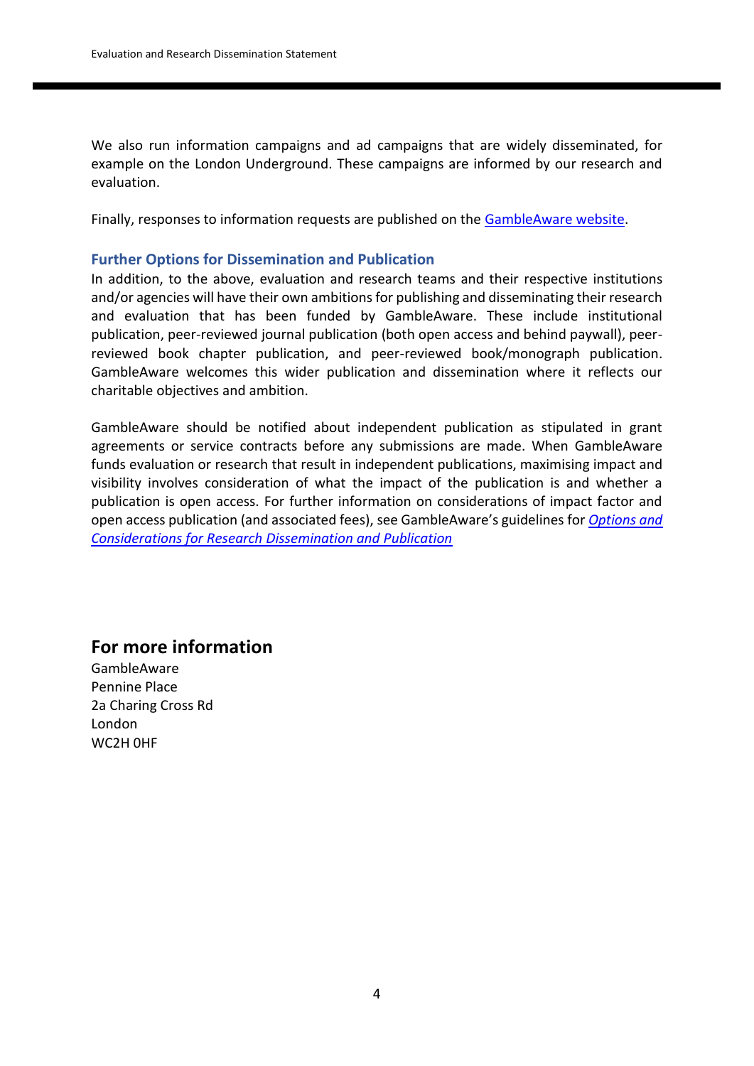We also run information campaigns and ad campaigns that are widely disseminated, for example on the London Underground. These campaigns are informed by our research and evaluation.

Finally, responses to information requests are published on the GambleAware website.

### Further Options for Dissemination and Publication

In addition, to the above, evaluation and research teams and their respective institutions and/or agencies will have their own ambitions for publishing and disseminating their research and evaluation that has been funded by GambleAware. These include institutional publication, peer-reviewed journal publication (both open access and behind paywall), peer-reviewed book chapter publication, and peer-reviewed book/monograph publication. GambleAware welcomes this wider publication and dissemination where it reflects our charitable objectives and ambition.

GambleAware should be notified about independent publication as stipulated in grant agreements or service contracts before any submissions are made. When GambleAware funds evaluation or research that result in independent publications, maximising impact and visibility involves consideration of what the impact of the publication is and whether a publication is open access. For further information on considerations of impact factor and open access publication (and associated fees), see GambleAware's guidelines for *Options and Considerations for Research Dissemination and Publication*

## For more information

GambleAware
Pennine Place
2a Charing Cross Rd
London
WC2H 0HF